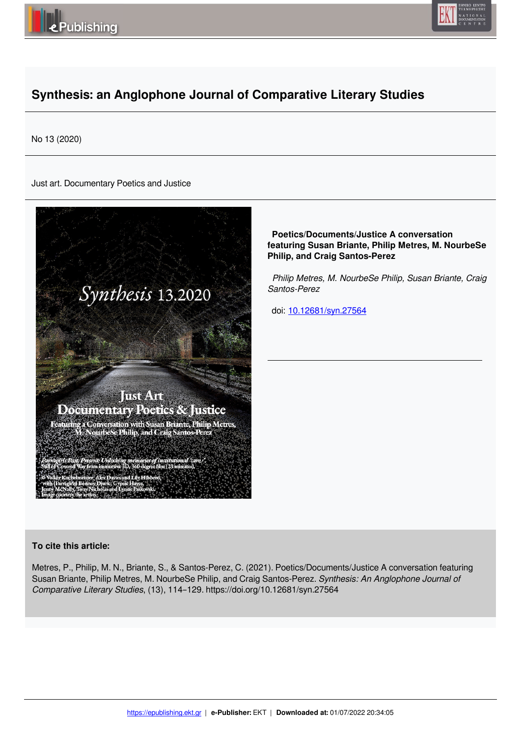# Synthesis: an Anglophone Journal of Comparative Literary Studies

No 13 (2020)

Just art. Documentary Poetics and Justice

**Poetics/Documents/Justice A conversation featuring Susan Briante, Philip Metres, M. NourbeSe Philip, and Craig Santos-Perez**

*Philip Metres, M. NourbeSe Philip, Susan Briante, Craig Santos-Perez*

doi: [10.12681/syn.27564](https://doi.org/10.12681/syn.27564)

**To cite this article:**

Metres, P., Philip, M. N., Briante, S., & Santos-Perez, C. (2021). Poetics/Documents/Justice A conversation featuring Susan Briante, Philip Metres, M. NourbeSe Philip, and Craig Santos-Perez. *Synthesis: An Anglophone Journal of Comparative Literary Studies*, (13), 114–129. https://doi.org/10.12681/syn.27564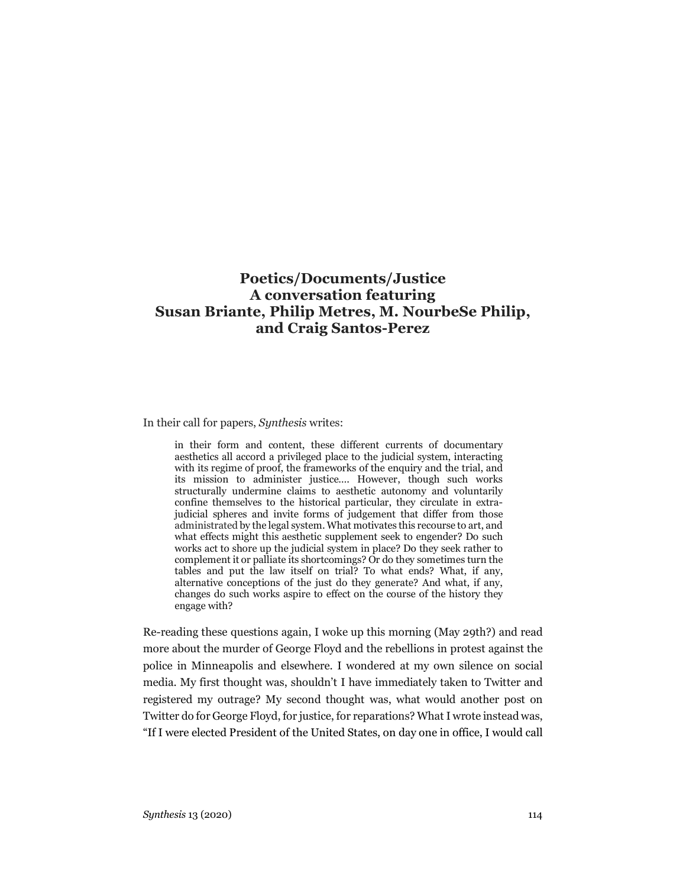# Poetics/Documents/Justice
## A conversation featuring Susan Briante, Philip Metres, M. NourbeSe Philip, and Craig Santos-Perez

In their call for papers, *Synthesis* writes:

> in their form and content, these different currents of documentary aesthetics all accord a privileged place to the judicial system, interacting with its regime of proof, the frameworks of the enquiry and the trial, and its mission to administer justice.... However, though such works structurally undermine claims to aesthetic autonomy and voluntarily confine themselves to the historical particular, they circulate in extra-judicial spheres and invite forms of judgement that differ from those administrated by the legal system. What motivates this recourse to art, and what effects might this aesthetic supplement seek to engender? Do such works act to shore up the judicial system in place? Do they seek rather to complement it or palliate its shortcomings? Or do they sometimes turn the tables and put the law itself on trial? To what ends? What, if any, alternative conceptions of the just do they generate? And what, if any, changes do such works aspire to effect on the course of the history they engage with?

Re-reading these questions again, I woke up this morning (May 29th?) and read more about the murder of George Floyd and the rebellions in protest against the police in Minneapolis and elsewhere. I wondered at my own silence on social media. My first thought was, shouldn't I have immediately taken to Twitter and registered my outrage? My second thought was, what would another post on Twitter do for George Floyd, for justice, for reparations? What I wrote instead was, "If I were elected President of the United States, on day one in office, I would call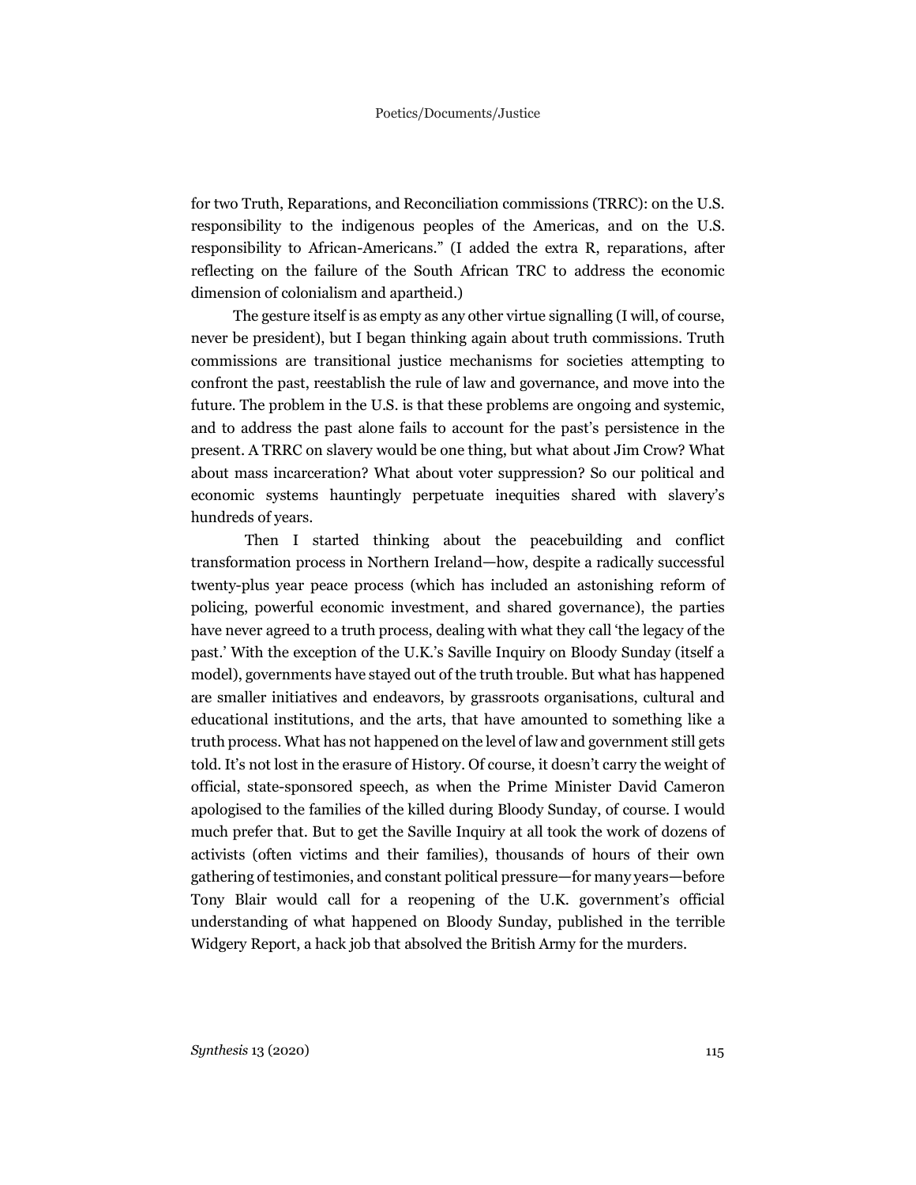for two Truth, Reparations, and Reconciliation commissions (TRRC): on the U.S. responsibility to the indigenous peoples of the Americas, and on the U.S. responsibility to African-Americans." (I added the extra R, reparations, after reflecting on the failure of the South African TRC to address the economic dimension of colonialism and apartheid.)

The gesture itself is as empty as any other virtue signalling (I will, of course, never be president), but I began thinking again about truth commissions. Truth commissions are transitional justice mechanisms for societies attempting to confront the past, reestablish the rule of law and governance, and move into the future. The problem in the U.S. is that these problems are ongoing and systemic, and to address the past alone fails to account for the past's persistence in the present. A TRRC on slavery would be one thing, but what about Jim Crow? What about mass incarceration? What about voter suppression? So our political and economic systems hauntingly perpetuate inequities shared with slavery's hundreds of years.

Then I started thinking about the peacebuilding and conflict transformation process in Northern Ireland—how, despite a radically successful twenty-plus year peace process (which has included an astonishing reform of policing, powerful economic investment, and shared governance), the parties have never agreed to a truth process, dealing with what they call 'the legacy of the past.' With the exception of the U.K.'s Saville Inquiry on Bloody Sunday (itself a model), governments have stayed out of the truth trouble. But what has happened are smaller initiatives and endeavors, by grassroots organisations, cultural and educational institutions, and the arts, that have amounted to something like a truth process. What has not happened on the level of law and government still gets told. It's not lost in the erasure of History. Of course, it doesn't carry the weight of official, state-sponsored speech, as when the Prime Minister David Cameron apologised to the families of the killed during Bloody Sunday, of course. I would much prefer that. But to get the Saville Inquiry at all took the work of dozens of activists (often victims and their families), thousands of hours of their own gathering of testimonies, and constant political pressure—for many years—before Tony Blair would call for a reopening of the U.K. government's official understanding of what happened on Bloody Sunday, published in the terrible Widgery Report, a hack job that absolved the British Army for the murders.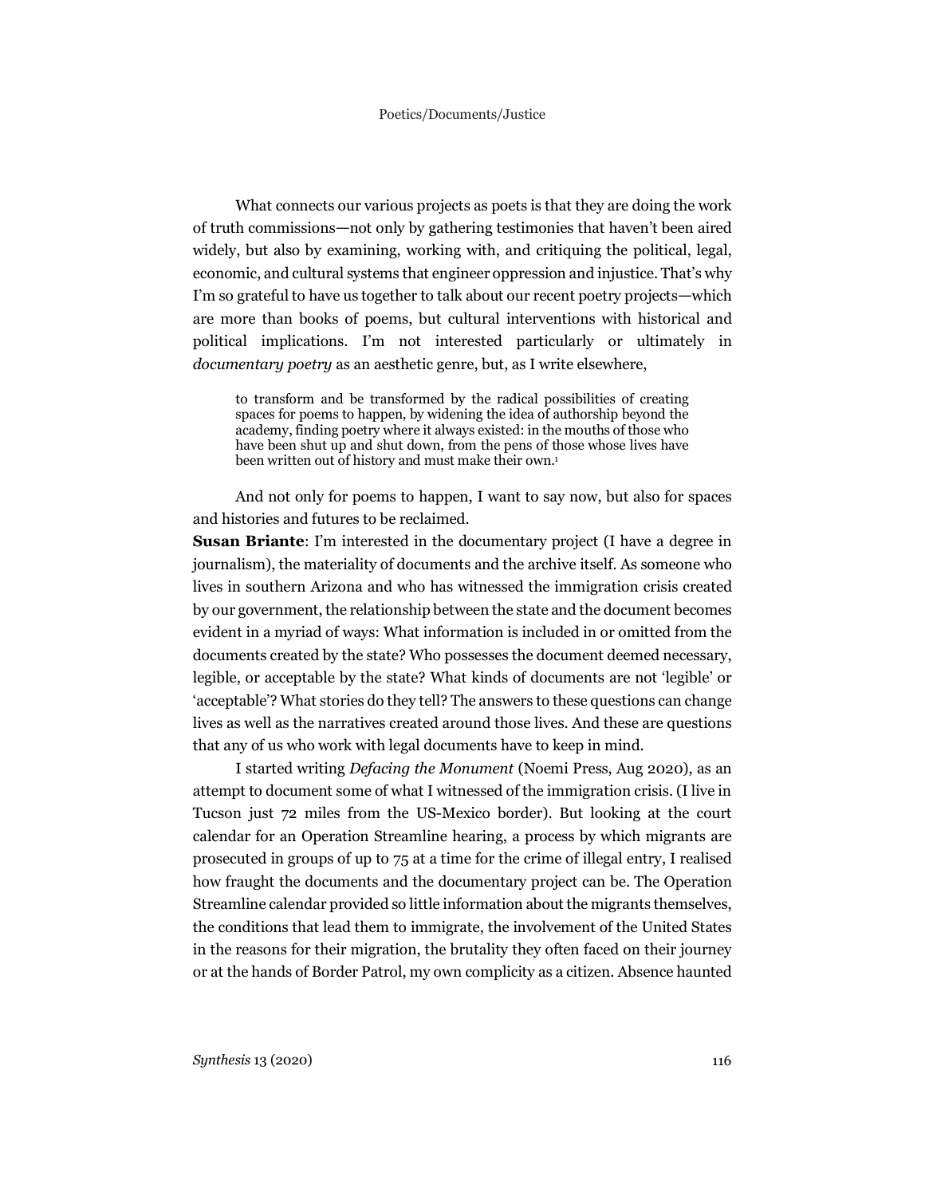What connects our various projects as poets is that they are doing the work of truth commissions—not only by gathering testimonies that haven't been aired widely, but also by examining, working with, and critiquing the political, legal, economic, and cultural systems that engineer oppression and injustice. That's why I'm so grateful to have us together to talk about our recent poetry projects—which are more than books of poems, but cultural interventions with historical and political implications. I'm not interested particularly or ultimately in *documentary poetry* as an aesthetic genre, but, as I write elsewhere,

> to transform and be transformed by the radical possibilities of creating spaces for poems to happen, by widening the idea of authorship beyond the academy, finding poetry where it always existed: in the mouths of those who have been shut up and shut down, from the pens of those whose lives have been written out of history and must make their own.[1]

And not only for poems to happen, I want to say now, but also for spaces and histories and futures to be reclaimed.

**Susan Briante**: I'm interested in the documentary project (I have a degree in journalism), the materiality of documents and the archive itself. As someone who lives in southern Arizona and who has witnessed the immigration crisis created by our government, the relationship between the state and the document becomes evident in a myriad of ways: What information is included in or omitted from the documents created by the state? Who possesses the document deemed necessary, legible, or acceptable by the state? What kinds of documents are not 'legible' or 'acceptable'? What stories do they tell? The answers to these questions can change lives as well as the narratives created around those lives. And these are questions that any of us who work with legal documents have to keep in mind.

I started writing *Defacing the Monument* (Noemi Press, Aug 2020), as an attempt to document some of what I witnessed of the immigration crisis. (I live in Tucson just 72 miles from the US-Mexico border). But looking at the court calendar for an Operation Streamline hearing, a process by which migrants are prosecuted in groups of up to 75 at a time for the crime of illegal entry, I realised how fraught the documents and the documentary project can be. The Operation Streamline calendar provided so little information about the migrants themselves, the conditions that lead them to immigrate, the involvement of the United States in the reasons for their migration, the brutality they often faced on their journey or at the hands of Border Patrol, my own complicity as a citizen. Absence haunted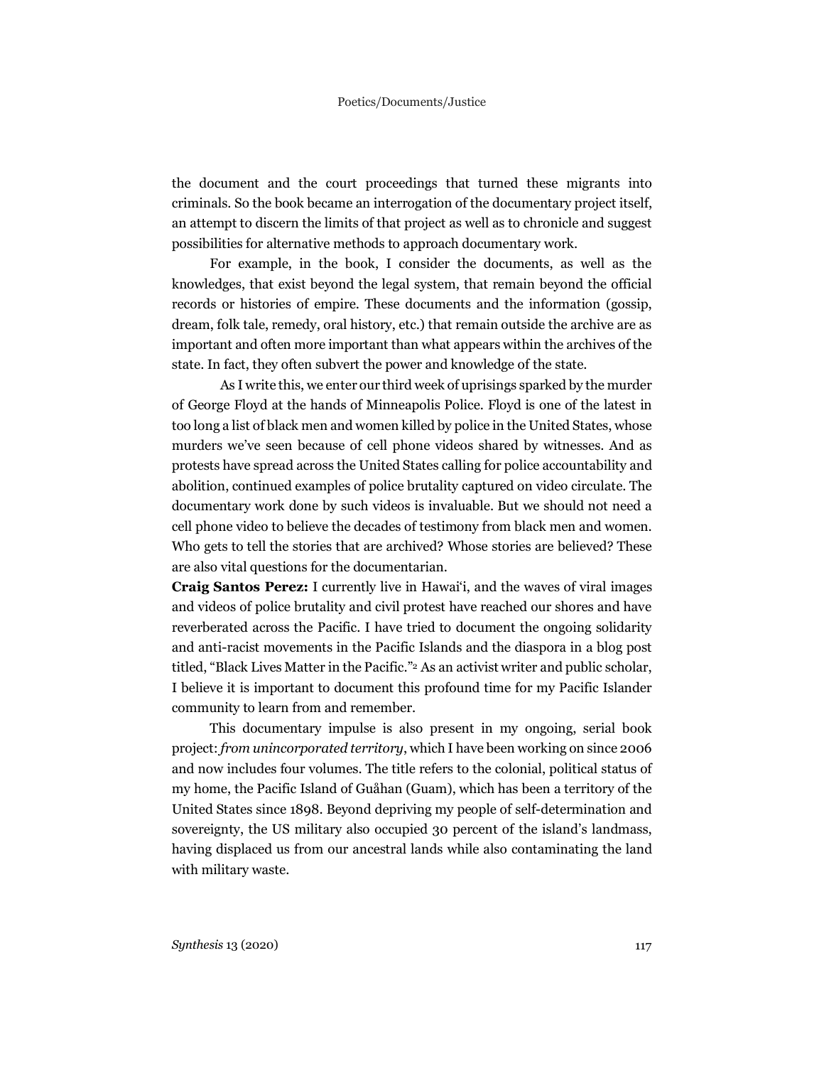the document and the court proceedings that turned these migrants into criminals. So the book became an interrogation of the documentary project itself, an attempt to discern the limits of that project as well as to chronicle and suggest possibilities for alternative methods to approach documentary work.

For example, in the book, I consider the documents, as well as the knowledges, that exist beyond the legal system, that remain beyond the official records or histories of empire. These documents and the information (gossip, dream, folk tale, remedy, oral history, etc.) that remain outside the archive are as important and often more important than what appears within the archives of the state. In fact, they often subvert the power and knowledge of the state.

As I write this, we enter our third week of uprisings sparked by the murder of George Floyd at the hands of Minneapolis Police. Floyd is one of the latest in too long a list of black men and women killed by police in the United States, whose murders we've seen because of cell phone videos shared by witnesses. And as protests have spread across the United States calling for police accountability and abolition, continued examples of police brutality captured on video circulate. The documentary work done by such videos is invaluable. But we should not need a cell phone video to believe the decades of testimony from black men and women. Who gets to tell the stories that are archived? Whose stories are believed? These are also vital questions for the documentarian.

**Craig Santos Perez:** I currently live in Hawaiʻi, and the waves of viral images and videos of police brutality and civil protest have reached our shores and have reverberated across the Pacific. I have tried to document the ongoing solidarity and anti-racist movements in the Pacific Islands and the diaspora in a blog post titled, "Black Lives Matter in the Pacific."[2] As an activist writer and public scholar, I believe it is important to document this profound time for my Pacific Islander community to learn from and remember.

This documentary impulse is also present in my ongoing, serial book project: *from unincorporated territory*, which I have been working on since 2006 and now includes four volumes. The title refers to the colonial, political status of my home, the Pacific Island of Guåhan (Guam), which has been a territory of the United States since 1898. Beyond depriving my people of self-determination and sovereignty, the US military also occupied 30 percent of the island's landmass, having displaced us from our ancestral lands while also contaminating the land with military waste.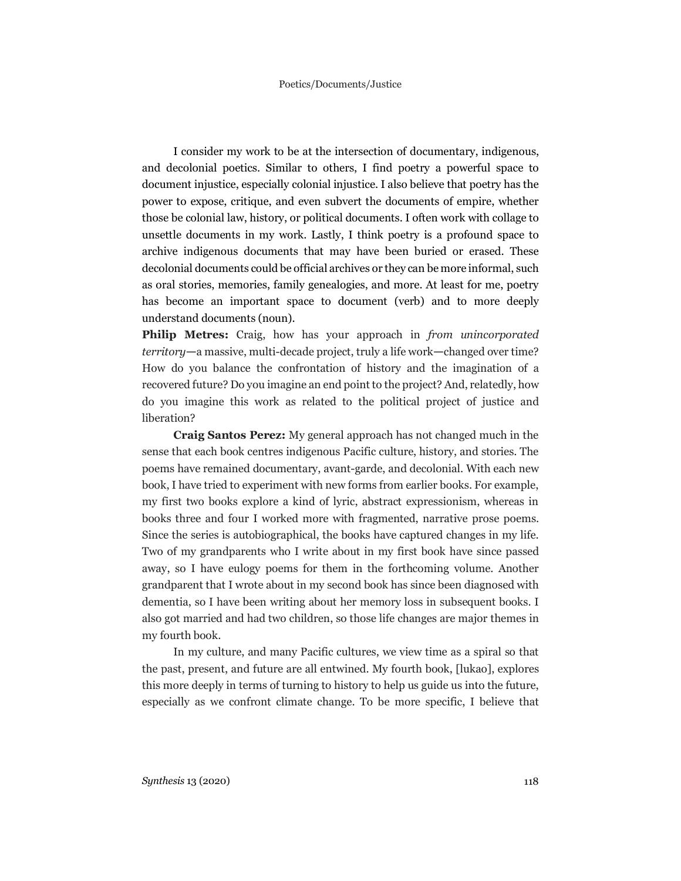I consider my work to be at the intersection of documentary, indigenous, and decolonial poetics. Similar to others, I find poetry a powerful space to document injustice, especially colonial injustice. I also believe that poetry has the power to expose, critique, and even subvert the documents of empire, whether those be colonial law, history, or political documents. I often work with collage to unsettle documents in my work. Lastly, I think poetry is a profound space to archive indigenous documents that may have been buried or erased. These decolonial documents could be official archives or they can be more informal, such as oral stories, memories, family genealogies, and more. At least for me, poetry has become an important space to document (verb) and to more deeply understand documents (noun).

**Philip Metres:** Craig, how has your approach in *from unincorporated territory*—a massive, multi-decade project, truly a life work—changed over time? How do you balance the confrontation of history and the imagination of a recovered future? Do you imagine an end point to the project? And, relatedly, how do you imagine this work as related to the political project of justice and liberation?

**Craig Santos Perez:** My general approach has not changed much in the sense that each book centres indigenous Pacific culture, history, and stories. The poems have remained documentary, avant-garde, and decolonial. With each new book, I have tried to experiment with new forms from earlier books. For example, my first two books explore a kind of lyric, abstract expressionism, whereas in books three and four I worked more with fragmented, narrative prose poems. Since the series is autobiographical, the books have captured changes in my life. Two of my grandparents who I write about in my first book have since passed away, so I have eulogy poems for them in the forthcoming volume. Another grandparent that I wrote about in my second book has since been diagnosed with dementia, so I have been writing about her memory loss in subsequent books. I also got married and had two children, so those life changes are major themes in my fourth book.

In my culture, and many Pacific cultures, we view time as a spiral so that the past, present, and future are all entwined. My fourth book, [lukao], explores this more deeply in terms of turning to history to help us guide us into the future, especially as we confront climate change. To be more specific, I believe that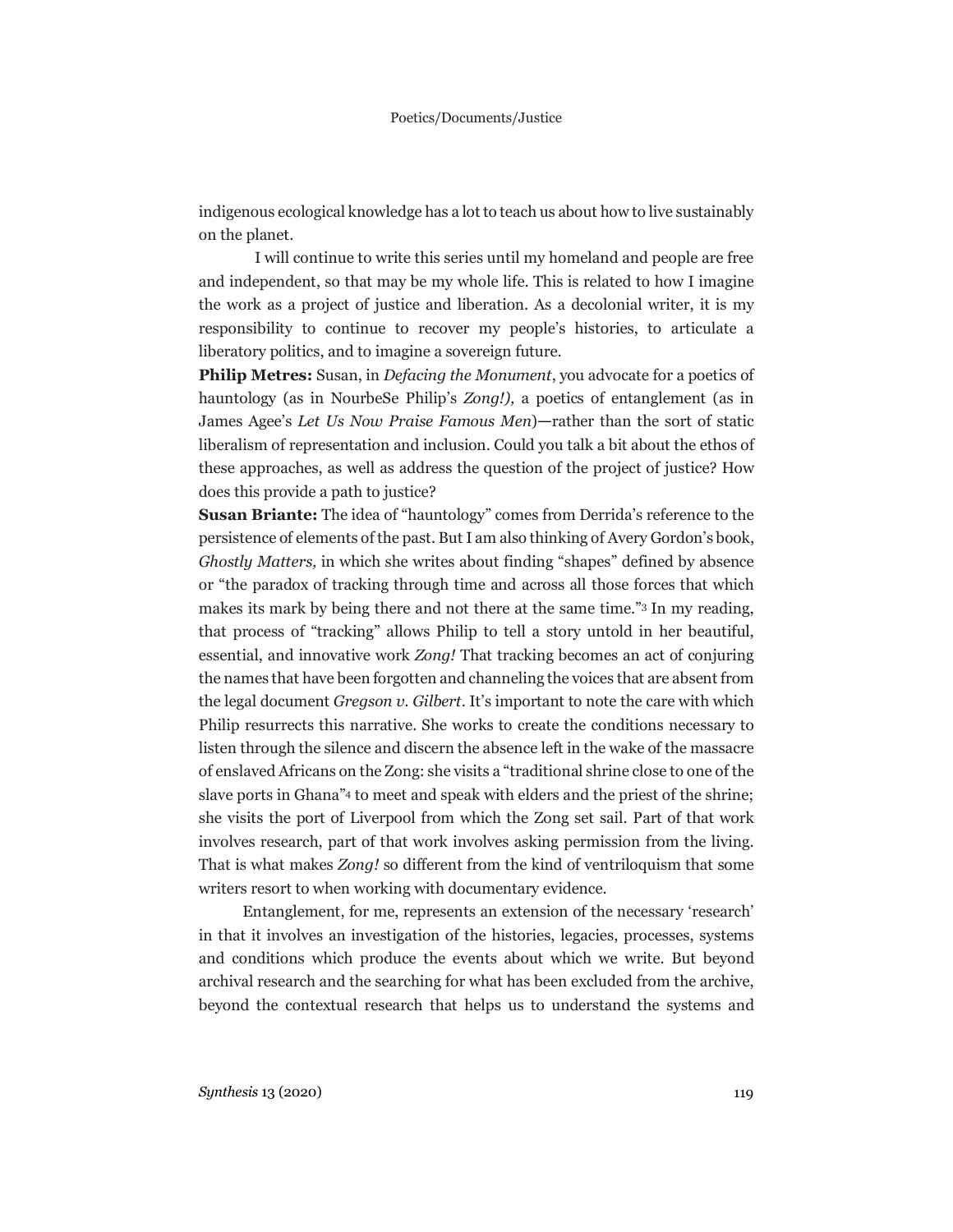indigenous ecological knowledge has a lot to teach us about how to live sustainably on the planet.

I will continue to write this series until my homeland and people are free and independent, so that may be my whole life. This is related to how I imagine the work as a project of justice and liberation. As a decolonial writer, it is my responsibility to continue to recover my people's histories, to articulate a liberatory politics, and to imagine a sovereign future.

**Philip Metres:** Susan, in *Defacing the Monument*, you advocate for a poetics of hauntology (as in NourbeSe Philip's *Zong!),* a poetics of entanglement (as in James Agee's *Let Us Now Praise Famous Men*)—rather than the sort of static liberalism of representation and inclusion. Could you talk a bit about the ethos of these approaches, as well as address the question of the project of justice? How does this provide a path to justice?

**Susan Briante:** The idea of "hauntology" comes from Derrida's reference to the persistence of elements of the past. But I am also thinking of Avery Gordon's book, *Ghostly Matters,* in which she writes about finding "shapes" defined by absence or "the paradox of tracking through time and across all those forces that which makes its mark by being there and not there at the same time."[3] In my reading, that process of "tracking" allows Philip to tell a story untold in her beautiful, essential, and innovative work *Zong!* That tracking becomes an act of conjuring the names that have been forgotten and channeling the voices that are absent from the legal document *Gregson v. Gilbert*. It's important to note the care with which Philip resurrects this narrative. She works to create the conditions necessary to listen through the silence and discern the absence left in the wake of the massacre of enslaved Africans on the Zong: she visits a "traditional shrine close to one of the slave ports in Ghana"[4] to meet and speak with elders and the priest of the shrine; she visits the port of Liverpool from which the Zong set sail. Part of that work involves research, part of that work involves asking permission from the living. That is what makes *Zong!* so different from the kind of ventriloquism that some writers resort to when working with documentary evidence.

Entanglement, for me, represents an extension of the necessary 'research' in that it involves an investigation of the histories, legacies, processes, systems and conditions which produce the events about which we write. But beyond archival research and the searching for what has been excluded from the archive, beyond the contextual research that helps us to understand the systems and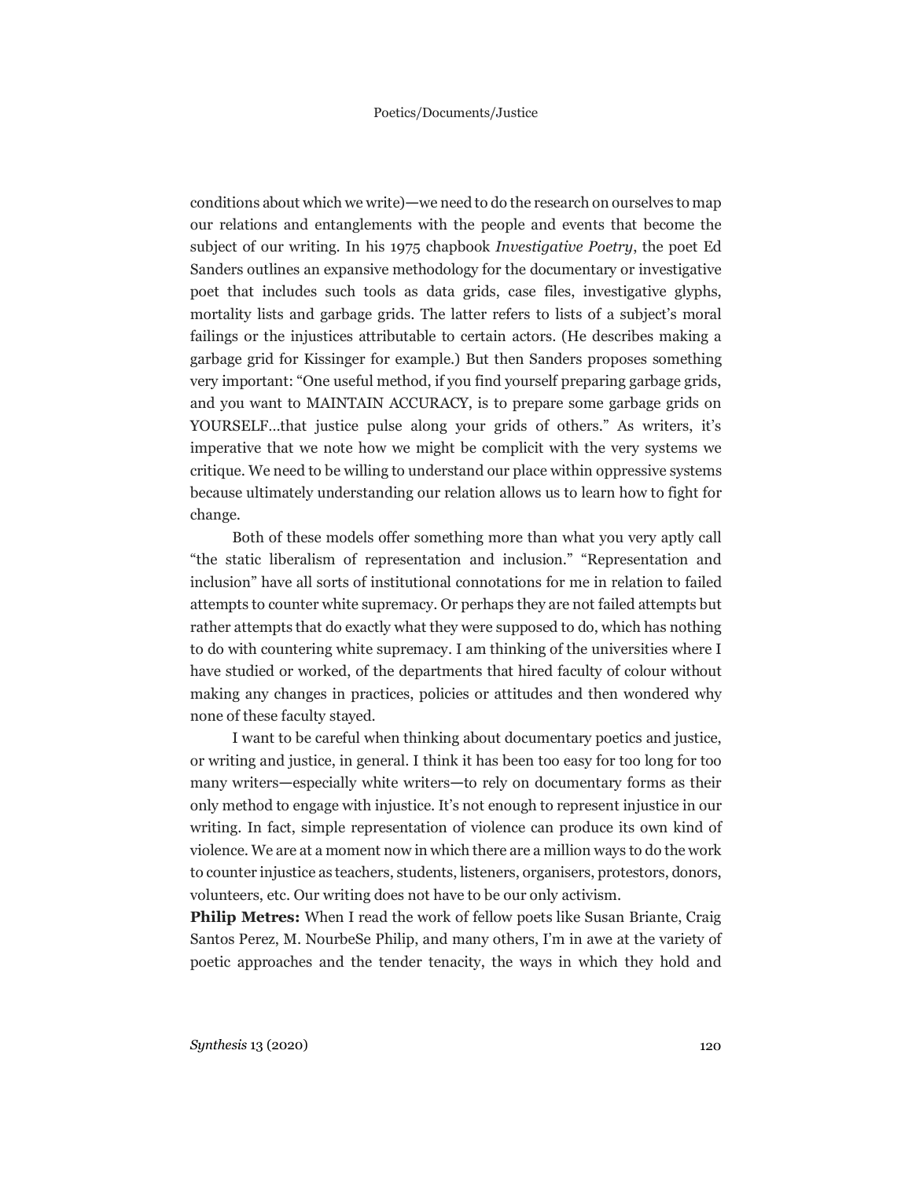conditions about which we write)—we need to do the research on ourselves to map our relations and entanglements with the people and events that become the subject of our writing. In his 1975 chapbook *Investigative Poetry*, the poet Ed Sanders outlines an expansive methodology for the documentary or investigative poet that includes such tools as data grids, case files, investigative glyphs, mortality lists and garbage grids. The latter refers to lists of a subject's moral failings or the injustices attributable to certain actors. (He describes making a garbage grid for Kissinger for example.) But then Sanders proposes something very important: "One useful method, if you find yourself preparing garbage grids, and you want to MAINTAIN ACCURACY, is to prepare some garbage grids on YOURSELF…that justice pulse along your grids of others." As writers, it's imperative that we note how we might be complicit with the very systems we critique. We need to be willing to understand our place within oppressive systems because ultimately understanding our relation allows us to learn how to fight for change.

Both of these models offer something more than what you very aptly call "the static liberalism of representation and inclusion." "Representation and inclusion" have all sorts of institutional connotations for me in relation to failed attempts to counter white supremacy. Or perhaps they are not failed attempts but rather attempts that do exactly what they were supposed to do, which has nothing to do with countering white supremacy. I am thinking of the universities where I have studied or worked, of the departments that hired faculty of colour without making any changes in practices, policies or attitudes and then wondered why none of these faculty stayed.

I want to be careful when thinking about documentary poetics and justice, or writing and justice, in general. I think it has been too easy for too long for too many writers—especially white writers—to rely on documentary forms as their only method to engage with injustice. It's not enough to represent injustice in our writing. In fact, simple representation of violence can produce its own kind of violence. We are at a moment now in which there are a million ways to do the work to counter injustice as teachers, students, listeners, organisers, protestors, donors, volunteers, etc. Our writing does not have to be our only activism.

**Philip Metres:** When I read the work of fellow poets like Susan Briante, Craig Santos Perez, M. NourbeSe Philip, and many others, I'm in awe at the variety of poetic approaches and the tender tenacity, the ways in which they hold and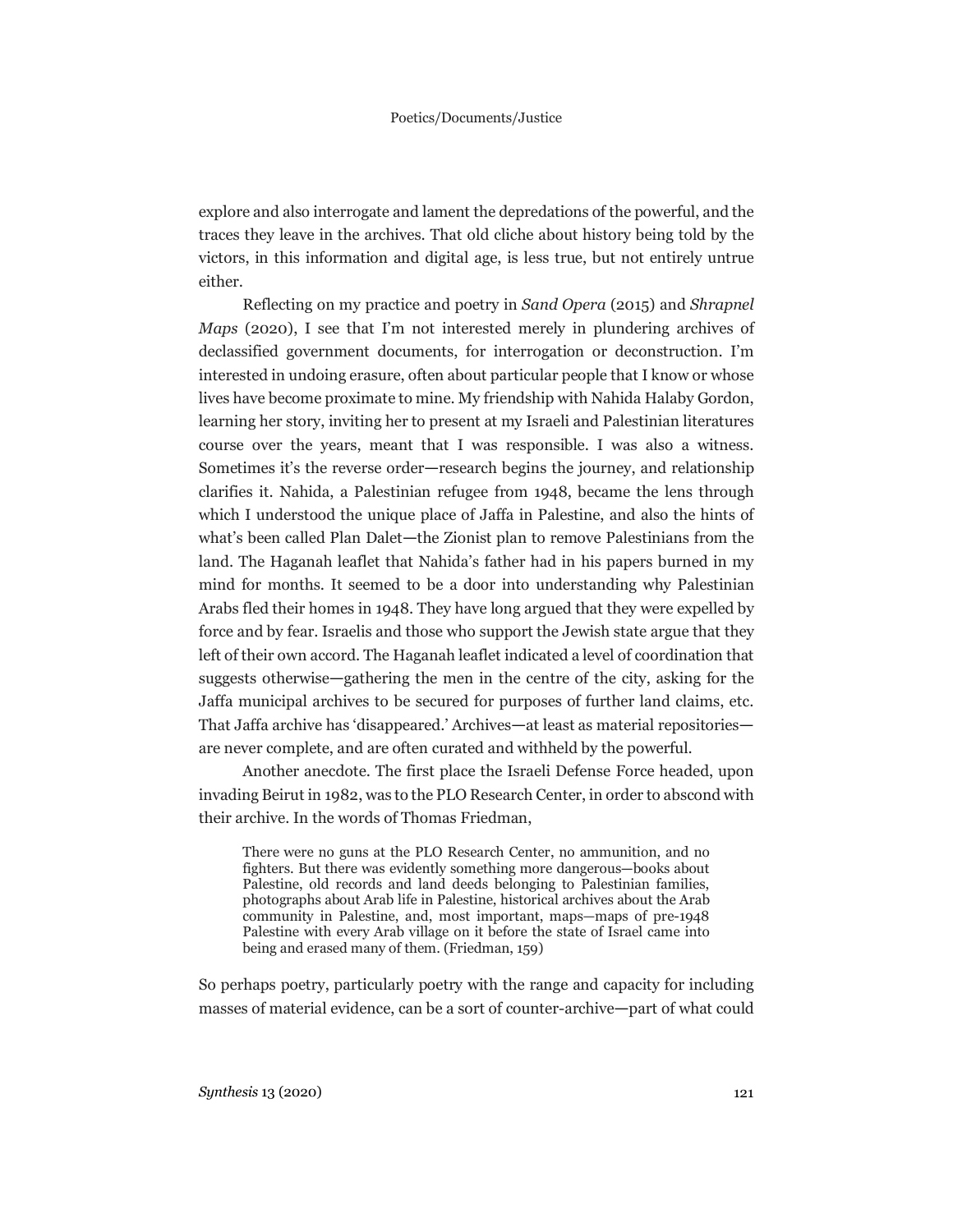explore and also interrogate and lament the depredations of the powerful, and the traces they leave in the archives. That old cliche about history being told by the victors, in this information and digital age, is less true, but not entirely untrue either.

Reflecting on my practice and poetry in *Sand Opera* (2015) and *Shrapnel Maps* (2020), I see that I'm not interested merely in plundering archives of declassified government documents, for interrogation or deconstruction. I'm interested in undoing erasure, often about particular people that I know or whose lives have become proximate to mine. My friendship with Nahida Halaby Gordon, learning her story, inviting her to present at my Israeli and Palestinian literatures course over the years, meant that I was responsible. I was also a witness. Sometimes it's the reverse order—research begins the journey, and relationship clarifies it. Nahida, a Palestinian refugee from 1948, became the lens through which I understood the unique place of Jaffa in Palestine, and also the hints of what's been called Plan Dalet—the Zionist plan to remove Palestinians from the land. The Haganah leaflet that Nahida's father had in his papers burned in my mind for months. It seemed to be a door into understanding why Palestinian Arabs fled their homes in 1948. They have long argued that they were expelled by force and by fear. Israelis and those who support the Jewish state argue that they left of their own accord. The Haganah leaflet indicated a level of coordination that suggests otherwise—gathering the men in the centre of the city, asking for the Jaffa municipal archives to be secured for purposes of further land claims, etc. That Jaffa archive has 'disappeared.' Archives—at least as material repositories—are never complete, and are often curated and withheld by the powerful.

Another anecdote. The first place the Israeli Defense Force headed, upon invading Beirut in 1982, was to the PLO Research Center, in order to abscond with their archive. In the words of Thomas Friedman,

> There were no guns at the PLO Research Center, no ammunition, and no fighters. But there was evidently something more dangerous—books about Palestine, old records and land deeds belonging to Palestinian families, photographs about Arab life in Palestine, historical archives about the Arab community in Palestine, and, most important, maps—maps of pre-1948 Palestine with every Arab village on it before the state of Israel came into being and erased many of them. (Friedman, 159)

So perhaps poetry, particularly poetry with the range and capacity for including masses of material evidence, can be a sort of counter-archive—part of what could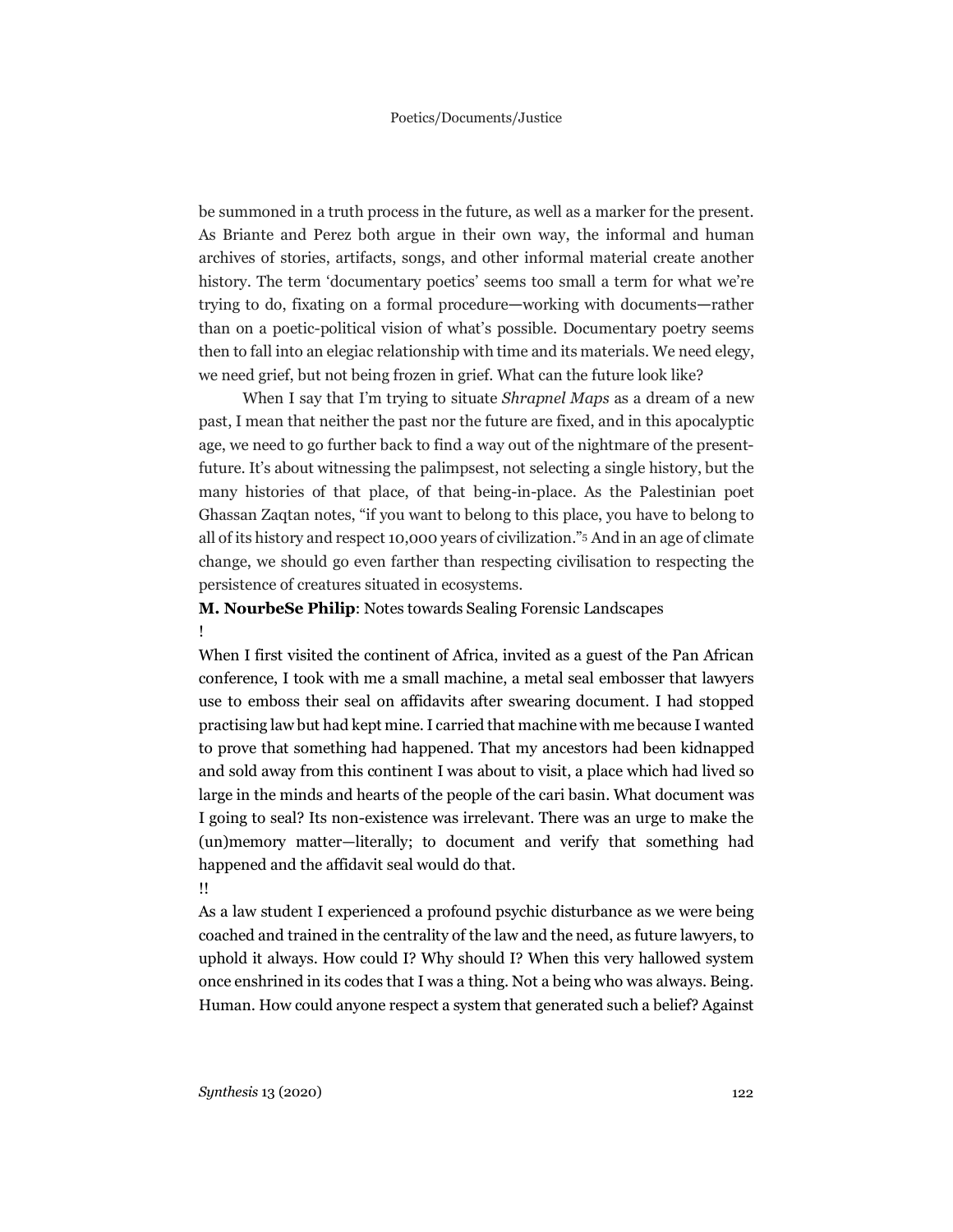be summoned in a truth process in the future, as well as a marker for the present. As Briante and Perez both argue in their own way, the informal and human archives of stories, artifacts, songs, and other informal material create another history. The term 'documentary poetics' seems too small a term for what we're trying to do, fixating on a formal procedure—working with documents—rather than on a poetic-political vision of what's possible. Documentary poetry seems then to fall into an elegiac relationship with time and its materials. We need elegy, we need grief, but not being frozen in grief. What can the future look like?

When I say that I'm trying to situate *Shrapnel Maps* as a dream of a new past, I mean that neither the past nor the future are fixed, and in this apocalyptic age, we need to go further back to find a way out of the nightmare of the present-future. It's about witnessing the palimpsest, not selecting a single history, but the many histories of that place, of that being-in-place. As the Palestinian poet Ghassan Zaqtan notes, "if you want to belong to this place, you have to belong to all of its history and respect 10,000 years of civilization."[5] And in an age of climate change, we should go even farther than respecting civilisation to respecting the persistence of creatures situated in ecosystems.

**M. NourbeSe Philip**: Notes towards Sealing Forensic Landscapes

!

When I first visited the continent of Africa, invited as a guest of the Pan African conference, I took with me a small machine, a metal seal embosser that lawyers use to emboss their seal on affidavits after swearing document. I had stopped practising law but had kept mine. I carried that machine with me because I wanted to prove that something had happened. That my ancestors had been kidnapped and sold away from this continent I was about to visit, a place which had lived so large in the minds and hearts of the people of the cari basin. What document was I going to seal? Its non-existence was irrelevant. There was an urge to make the (un)memory matter—literally; to document and verify that something had happened and the affidavit seal would do that.

!!

As a law student I experienced a profound psychic disturbance as we were being coached and trained in the centrality of the law and the need, as future lawyers, to uphold it always. How could I? Why should I? When this very hallowed system once enshrined in its codes that I was a thing. Not a being who was always. Being. Human. How could anyone respect a system that generated such a belief? Against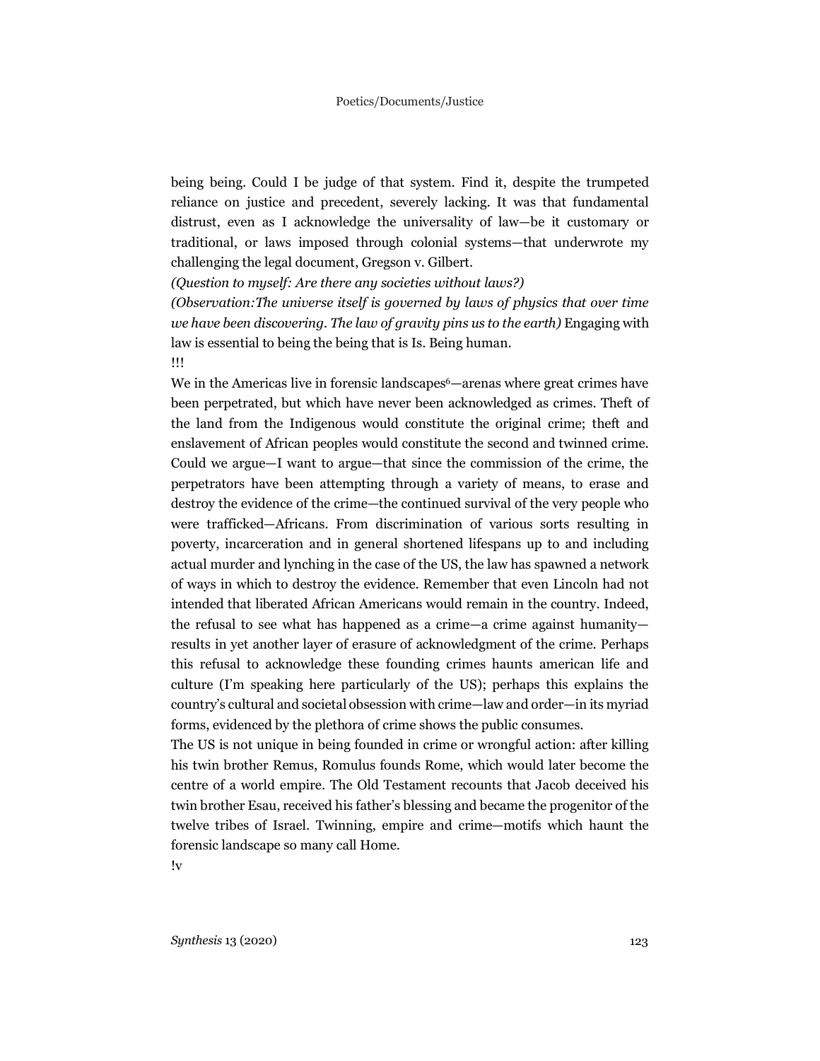being being. Could I be judge of that system. Find it, despite the trumpeted reliance on justice and precedent, severely lacking. It was that fundamental distrust, even as I acknowledge the universality of law—be it customary or traditional, or laws imposed through colonial systems—that underwrote my challenging the legal document, Gregson v. Gilbert.

*(Question to myself: Are there any societies without laws?)*

*(Observation:The universe itself is governed by laws of physics that over time we have been discovering. The law of gravity pins us to the earth)* Engaging with law is essential to being the being that is Is. Being human.

!!!

We in the Americas live in forensic landscapes[6]—arenas where great crimes have been perpetrated, but which have never been acknowledged as crimes. Theft of the land from the Indigenous would constitute the original crime; theft and enslavement of African peoples would constitute the second and twinned crime. Could we argue—I want to argue—that since the commission of the crime, the perpetrators have been attempting through a variety of means, to erase and destroy the evidence of the crime—the continued survival of the very people who were trafficked—Africans. From discrimination of various sorts resulting in poverty, incarceration and in general shortened lifespans up to and including actual murder and lynching in the case of the US, the law has spawned a network of ways in which to destroy the evidence. Remember that even Lincoln had not intended that liberated African Americans would remain in the country. Indeed, the refusal to see what has happened as a crime—a crime against humanity—results in yet another layer of erasure of acknowledgment of the crime. Perhaps this refusal to acknowledge these founding crimes haunts american life and culture (I'm speaking here particularly of the US); perhaps this explains the country's cultural and societal obsession with crime—law and order—in its myriad forms, evidenced by the plethora of crime shows the public consumes.

The US is not unique in being founded in crime or wrongful action: after killing his twin brother Remus, Romulus founds Rome, which would later become the centre of a world empire. The Old Testament recounts that Jacob deceived his twin brother Esau, received his father's blessing and became the progenitor of the twelve tribes of Israel. Twinning, empire and crime—motifs which haunt the forensic landscape so many call Home.

!v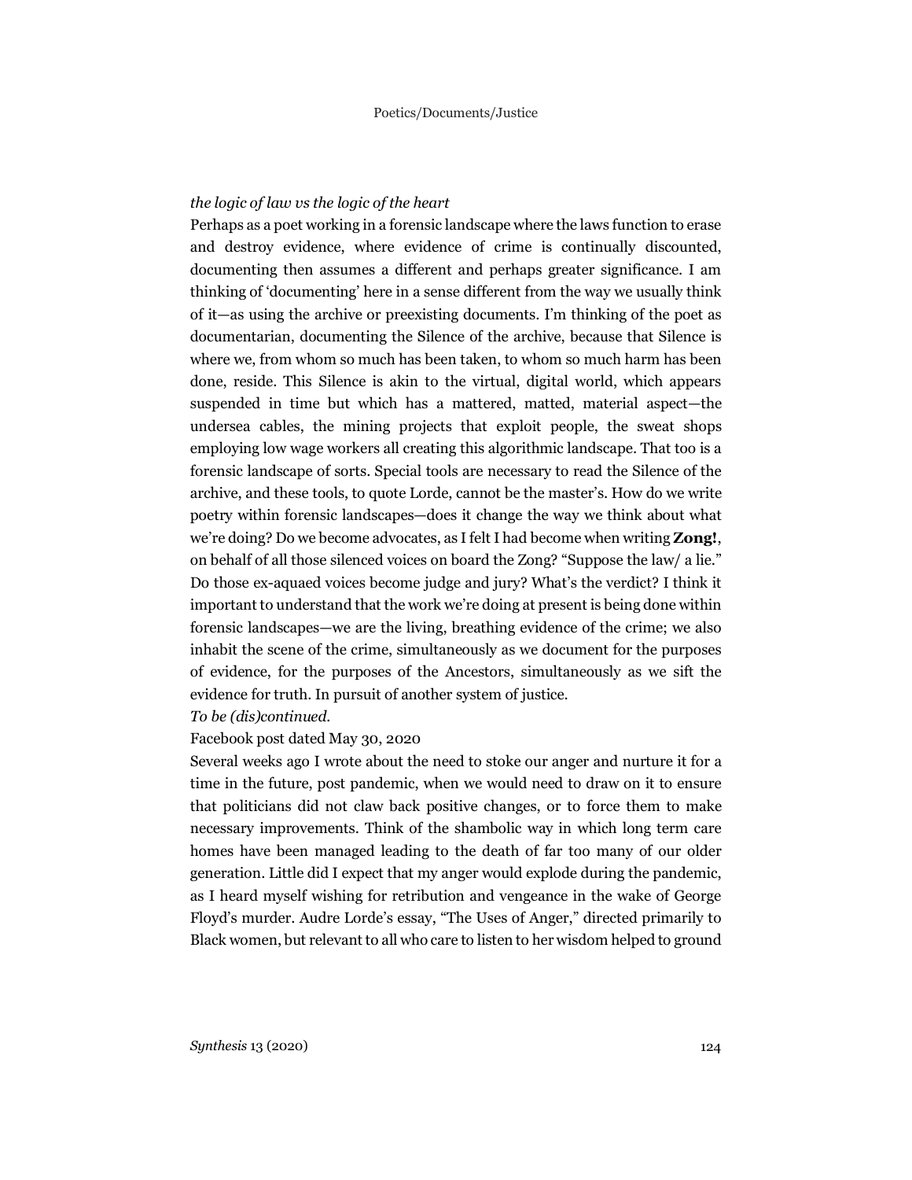*the logic of law vs the logic of the heart*

Perhaps as a poet working in a forensic landscape where the laws function to erase and destroy evidence, where evidence of crime is continually discounted, documenting then assumes a different and perhaps greater significance. I am thinking of 'documenting' here in a sense different from the way we usually think of it—as using the archive or preexisting documents. I'm thinking of the poet as documentarian, documenting the Silence of the archive, because that Silence is where we, from whom so much has been taken, to whom so much harm has been done, reside. This Silence is akin to the virtual, digital world, which appears suspended in time but which has a mattered, matted, material aspect—the undersea cables, the mining projects that exploit people, the sweat shops employing low wage workers all creating this algorithmic landscape. That too is a forensic landscape of sorts. Special tools are necessary to read the Silence of the archive, and these tools, to quote Lorde, cannot be the master's. How do we write poetry within forensic landscapes—does it change the way we think about what we're doing? Do we become advocates, as I felt I had become when writing **Zong!**, on behalf of all those silenced voices on board the Zong? "Suppose the law/ a lie." Do those ex-aquaed voices become judge and jury? What's the verdict? I think it important to understand that the work we're doing at present is being done within forensic landscapes—we are the living, breathing evidence of the crime; we also inhabit the scene of the crime, simultaneously as we document for the purposes of evidence, for the purposes of the Ancestors, simultaneously as we sift the evidence for truth. In pursuit of another system of justice.

*To be (dis)continued.*

Facebook post dated May 30, 2020

Several weeks ago I wrote about the need to stoke our anger and nurture it for a time in the future, post pandemic, when we would need to draw on it to ensure that politicians did not claw back positive changes, or to force them to make necessary improvements. Think of the shambolic way in which long term care homes have been managed leading to the death of far too many of our older generation. Little did I expect that my anger would explode during the pandemic, as I heard myself wishing for retribution and vengeance in the wake of George Floyd's murder. Audre Lorde's essay, "The Uses of Anger," directed primarily to Black women, but relevant to all who care to listen to her wisdom helped to ground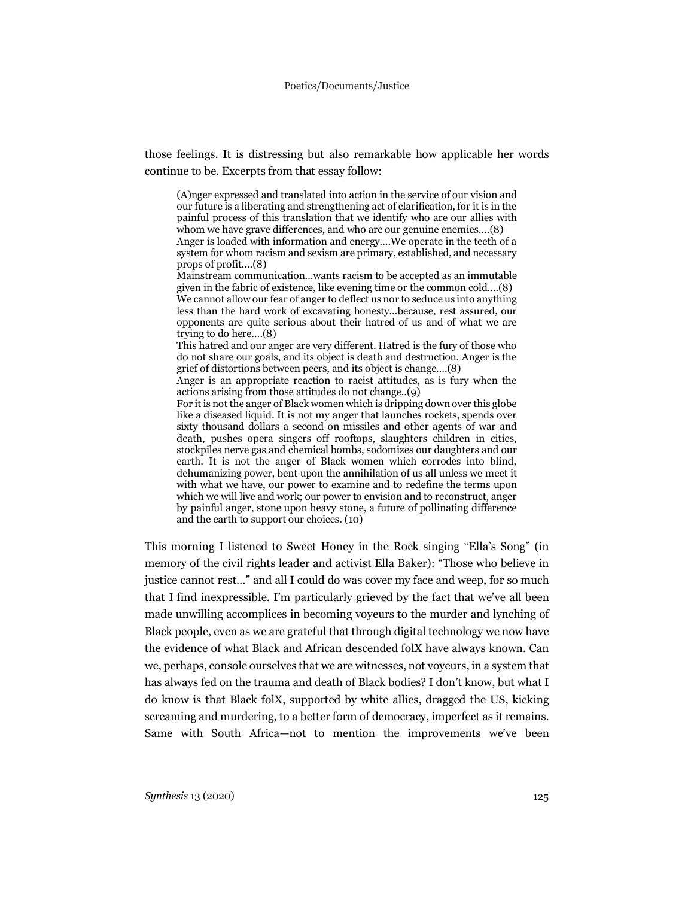those feelings. It is distressing but also remarkable how applicable her words continue to be. Excerpts from that essay follow:

> (A)nger expressed and translated into action in the service of our vision and our future is a liberating and strengthening act of clarification, for it is in the painful process of this translation that we identify who are our allies with whom we have grave differences, and who are our genuine enemies….(8)
> Anger is loaded with information and energy….We operate in the teeth of a system for whom racism and sexism are primary, established, and necessary props of profit….(8)
> Mainstream communication…wants racism to be accepted as an immutable given in the fabric of existence, like evening time or the common cold….(8)
> We cannot allow our fear of anger to deflect us nor to seduce us into anything less than the hard work of excavating honesty…because, rest assured, our opponents are quite serious about their hatred of us and of what we are trying to do here….(8)
> This hatred and our anger are very different. Hatred is the fury of those who do not share our goals, and its object is death and destruction. Anger is the grief of distortions between peers, and its object is change….(8)
> Anger is an appropriate reaction to racist attitudes, as is fury when the actions arising from those attitudes do not change..(9)
> For it is not the anger of Black women which is dripping down over this globe like a diseased liquid. It is not my anger that launches rockets, spends over sixty thousand dollars a second on missiles and other agents of war and death, pushes opera singers off rooftops, slaughters children in cities, stockpiles nerve gas and chemical bombs, sodomizes our daughters and our earth. It is not the anger of Black women which corrodes into blind, dehumanizing power, bent upon the annihilation of us all unless we meet it with what we have, our power to examine and to redefine the terms upon which we will live and work; our power to envision and to reconstruct, anger by painful anger, stone upon heavy stone, a future of pollinating difference and the earth to support our choices. (10)

This morning I listened to Sweet Honey in the Rock singing "Ella's Song" (in memory of the civil rights leader and activist Ella Baker): "Those who believe in justice cannot rest…" and all I could do was cover my face and weep, for so much that I find inexpressible. I'm particularly grieved by the fact that we've all been made unwilling accomplices in becoming voyeurs to the murder and lynching of Black people, even as we are grateful that through digital technology we now have the evidence of what Black and African descended folX have always known. Can we, perhaps, console ourselves that we are witnesses, not voyeurs, in a system that has always fed on the trauma and death of Black bodies? I don't know, but what I do know is that Black folX, supported by white allies, dragged the US, kicking screaming and murdering, to a better form of democracy, imperfect as it remains. Same with South Africa—not to mention the improvements we've been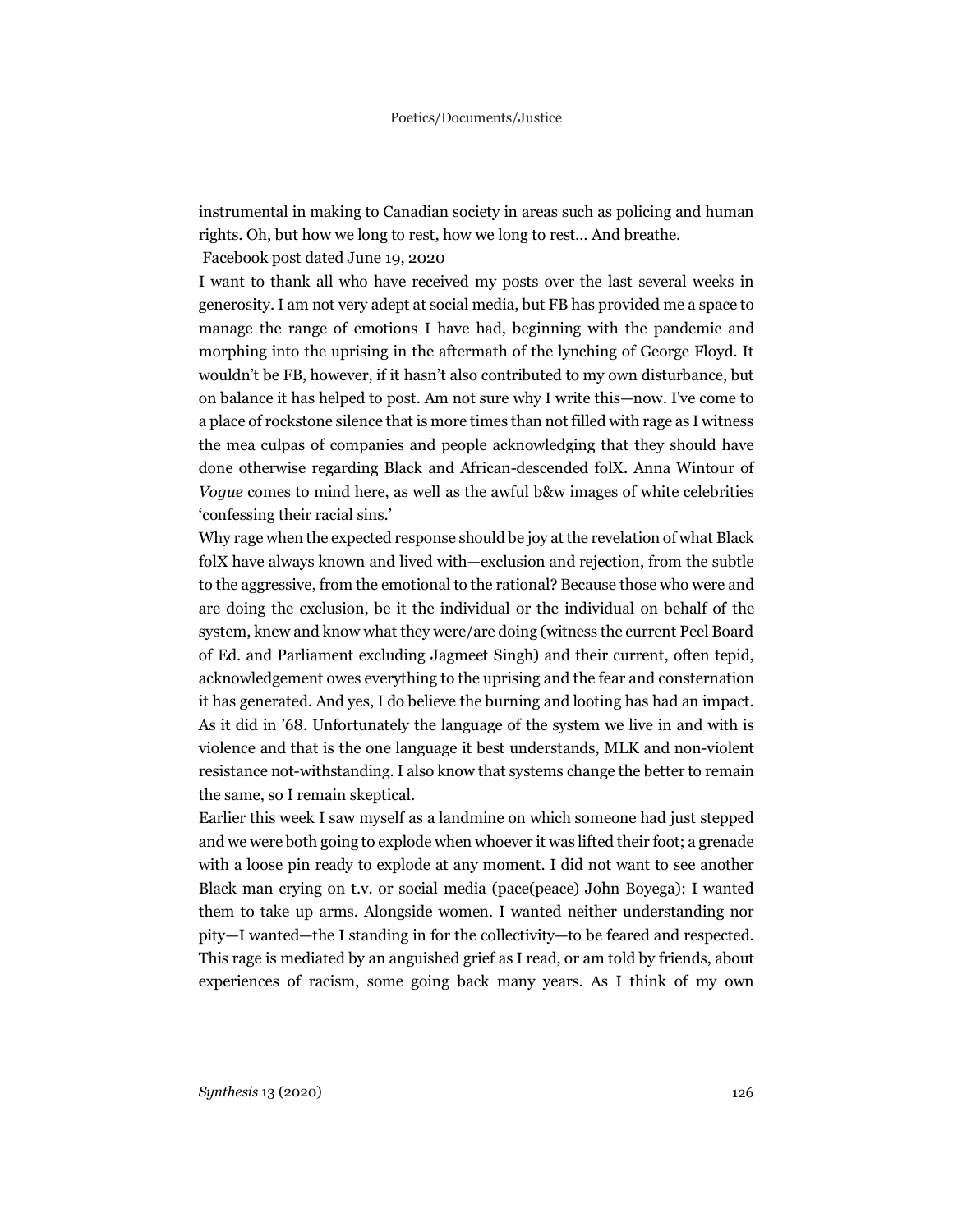instrumental in making to Canadian society in areas such as policing and human rights. Oh, but how we long to rest, how we long to rest… And breathe.

Facebook post dated June 19, 2020

I want to thank all who have received my posts over the last several weeks in generosity. I am not very adept at social media, but FB has provided me a space to manage the range of emotions I have had, beginning with the pandemic and morphing into the uprising in the aftermath of the lynching of George Floyd. It wouldn't be FB, however, if it hasn't also contributed to my own disturbance, but on balance it has helped to post. Am not sure why I write this—now. I've come to a place of rockstone silence that is more times than not filled with rage as I witness the mea culpas of companies and people acknowledging that they should have done otherwise regarding Black and African-descended folX. Anna Wintour of *Vogue* comes to mind here, as well as the awful b&w images of white celebrities 'confessing their racial sins.'

Why rage when the expected response should be joy at the revelation of what Black folX have always known and lived with—exclusion and rejection, from the subtle to the aggressive, from the emotional to the rational? Because those who were and are doing the exclusion, be it the individual or the individual on behalf of the system, knew and know what they were/are doing (witness the current Peel Board of Ed. and Parliament excluding Jagmeet Singh) and their current, often tepid, acknowledgement owes everything to the uprising and the fear and consternation it has generated. And yes, I do believe the burning and looting has had an impact. As it did in '68. Unfortunately the language of the system we live in and with is violence and that is the one language it best understands, MLK and non-violent resistance not-withstanding. I also know that systems change the better to remain the same, so I remain skeptical.

Earlier this week I saw myself as a landmine on which someone had just stepped and we were both going to explode when whoever it was lifted their foot; a grenade with a loose pin ready to explode at any moment. I did not want to see another Black man crying on t.v. or social media (pace(peace) John Boyega): I wanted them to take up arms. Alongside women. I wanted neither understanding nor pity—I wanted—the I standing in for the collectivity—to be feared and respected. This rage is mediated by an anguished grief as I read, or am told by friends, about experiences of racism, some going back many years. As I think of my own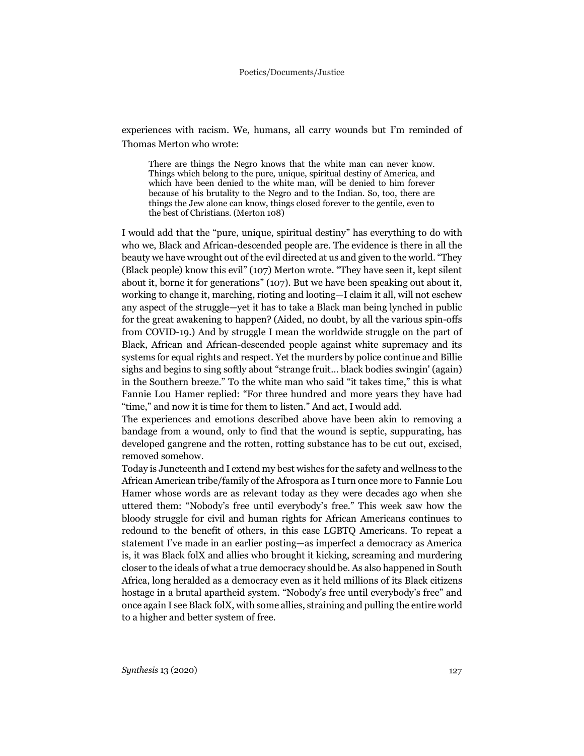experiences with racism. We, humans, all carry wounds but I'm reminded of Thomas Merton who wrote:

> There are things the Negro knows that the white man can never know. Things which belong to the pure, unique, spiritual destiny of America, and which have been denied to the white man, will be denied to him forever because of his brutality to the Negro and to the Indian. So, too, there are things the Jew alone can know, things closed forever to the gentile, even to the best of Christians. (Merton 108)

I would add that the "pure, unique, spiritual destiny" has everything to do with who we, Black and African-descended people are. The evidence is there in all the beauty we have wrought out of the evil directed at us and given to the world. "They (Black people) know this evil" (107) Merton wrote. "They have seen it, kept silent about it, borne it for generations" (107). But we have been speaking out about it, working to change it, marching, rioting and looting—I claim it all, will not eschew any aspect of the struggle—yet it has to take a Black man being lynched in public for the great awakening to happen? (Aided, no doubt, by all the various spin-offs from COVID-19.) And by struggle I mean the worldwide struggle on the part of Black, African and African-descended people against white supremacy and its systems for equal rights and respect. Yet the murders by police continue and Billie sighs and begins to sing softly about "strange fruit… black bodies swingin' (again) in the Southern breeze." To the white man who said "it takes time," this is what Fannie Lou Hamer replied: "For three hundred and more years they have had "time," and now it is time for them to listen." And act, I would add.

The experiences and emotions described above have been akin to removing a bandage from a wound, only to find that the wound is septic, suppurating, has developed gangrene and the rotten, rotting substance has to be cut out, excised, removed somehow.

Today is Juneteenth and I extend my best wishes for the safety and wellness to the African American tribe/family of the Afrospora as I turn once more to Fannie Lou Hamer whose words are as relevant today as they were decades ago when she uttered them: "Nobody's free until everybody's free." This week saw how the bloody struggle for civil and human rights for African Americans continues to redound to the benefit of others, in this case LGBTQ Americans. To repeat a statement I've made in an earlier posting—as imperfect a democracy as America is, it was Black folX and allies who brought it kicking, screaming and murdering closer to the ideals of what a true democracy should be. As also happened in South Africa, long heralded as a democracy even as it held millions of its Black citizens hostage in a brutal apartheid system. "Nobody's free until everybody's free" and once again I see Black folX, with some allies, straining and pulling the entire world to a higher and better system of free.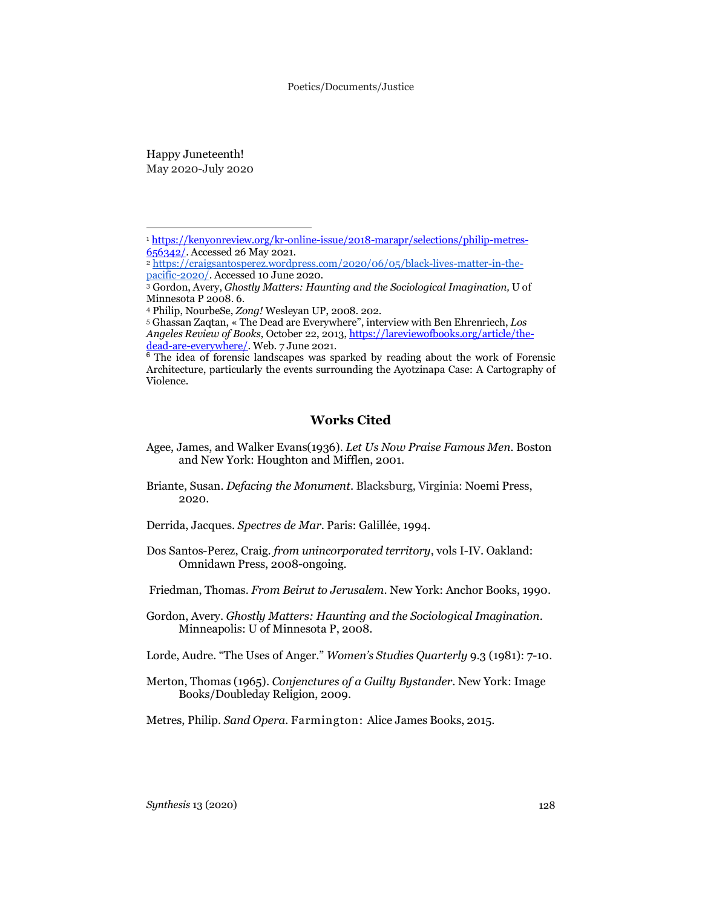Happy Juneteenth!
May 2020-July 2020

---

[1] https://kenyonreview.org/kr-online-issue/2018-marapr/selections/philip-metres-656342/. Accessed 26 May 2021.

[2] https://craigsantosperez.wordpress.com/2020/06/05/black-lives-matter-in-the-pacific-2020/. Accessed 10 June 2020.

[3] Gordon, Avery, *Ghostly Matters: Haunting and the Sociological Imagination,* U of Minnesota P 2008. 6.

[4] Philip, NourbeSe, *Zong!* Wesleyan UP, 2008. 202.

[5] Ghassan Zaqtan, « The Dead are Everywhere", interview with Ben Ehrenriech, *Los Angeles Review of Books,* October 22, 2013, https://lareviewofbooks.org/article/the-dead-are-everywhere/. Web. 7 June 2021.

[6] The idea of forensic landscapes was sparked by reading about the work of Forensic Architecture, particularly the events surrounding the Ayotzinapa Case: A Cartography of Violence.

## Works Cited

Agee, James, and Walker Evans(1936). *Let Us Now Praise Famous Men*. Boston and New York: Houghton and Mifflen, 2001.

Briante, Susan. *Defacing the Monument*. Blacksburg, Virginia: Noemi Press, 2020.

Derrida, Jacques. *Spectres de Mar*. Paris: Galillée, 1994.

Dos Santos-Perez, Craig. *from unincorporated territory*, vols I-IV. Oakland: Omnidawn Press, 2008-ongoing.

Friedman, Thomas. *From Beirut to Jerusalem*. New York: Anchor Books, 1990.

Gordon, Avery. *Ghostly Matters: Haunting and the Sociological Imagination*. Minneapolis: U of Minnesota P, 2008.

Lorde, Audre. "The Uses of Anger." *Women's Studies Quarterly* 9.3 (1981): 7-10.

Merton, Thomas (1965). *Conjenctures of a Guilty Bystander*. New York: Image Books/Doubleday Religion, 2009.

Metres, Philip. *Sand Opera*. Farmington: Alice James Books, 2015.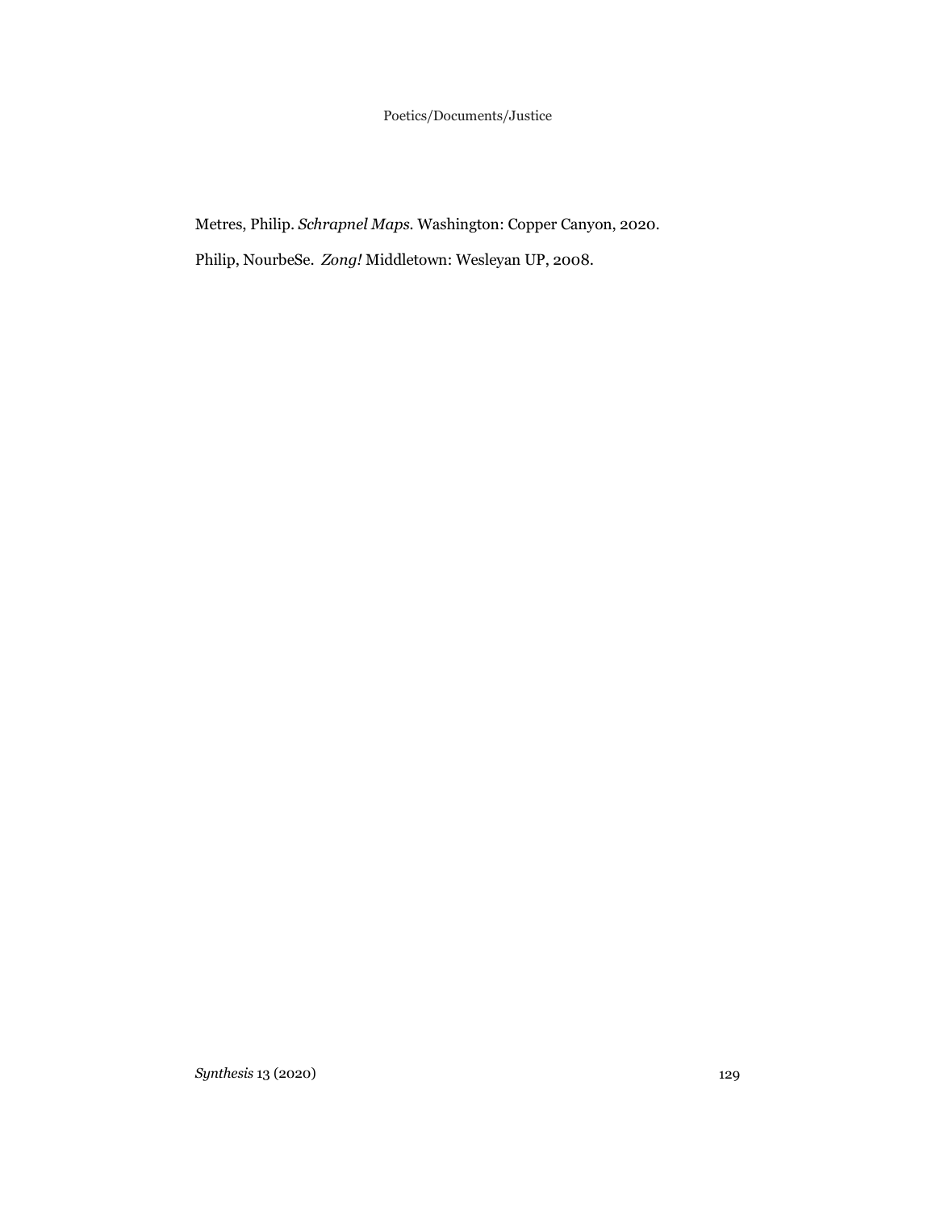Metres, Philip. *Schrapnel Maps*. Washington: Copper Canyon, 2020.

Philip, NourbeSe. *Zong!* Middletown: Wesleyan UP, 2008.